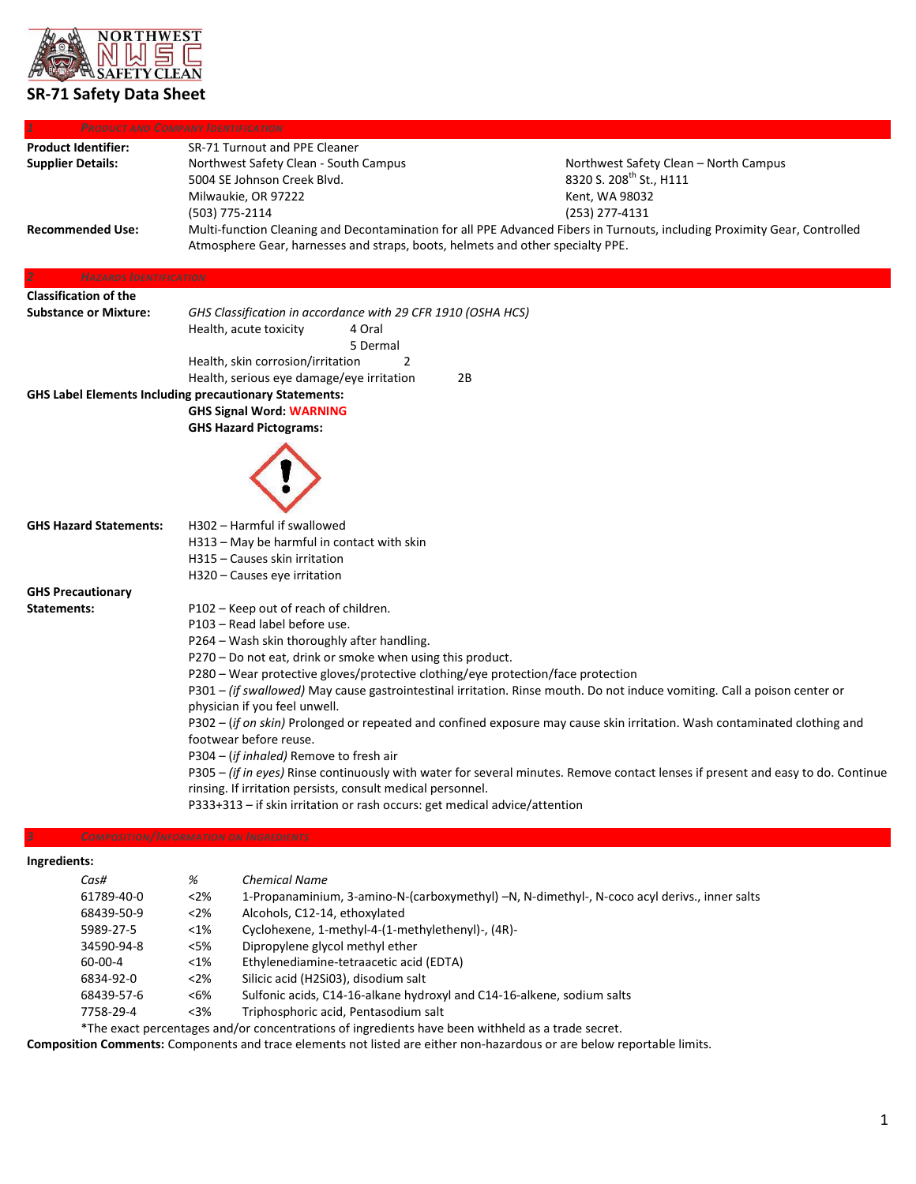# SR-71 Safety Data Sheet

## 1 Product and Company Identification

**Product Identifier:** SR-71 Turnout and PPE Cleaner

**Supplier Details:**

Northwest Safety Clean - South Campus
5004 SE Johnson Creek Blvd.
Milwaukie, OR 97222
(503) 775-2114

Northwest Safety Clean – North Campus
8320 S. 208th St., H111
Kent, WA 98032
(253) 277-4131

**Recommended Use:** Multi-function Cleaning and Decontamination for all PPE Advanced Fibers in Turnouts, including Proximity Gear, Controlled Atmosphere Gear, harnesses and straps, boots, helmets and other specialty PPE.

## 2 Hazards Identification

**Classification of the Substance or Mixture:**

*GHS Classification in accordance with 29 CFR 1910 (OSHA HCS)*

| | |
|---|---|
| Health, acute toxicity | 4 Oral |
| | 5 Dermal |
| Health, skin corrosion/irritation | 2 |
| Health, serious eye damage/eye irritation | 2B |

**GHS Label Elements Including precautionary Statements:**

**GHS Signal Word: WARNING**

**GHS Hazard Pictograms:**

**GHS Hazard Statements:**

H302 – Harmful if swallowed
H313 – May be harmful in contact with skin
H315 – Causes skin irritation
H320 – Causes eye irritation

**GHS Precautionary Statements:**

P102 – Keep out of reach of children.
P103 – Read label before use.
P264 – Wash skin thoroughly after handling.
P270 – Do not eat, drink or smoke when using this product.
P280 – Wear protective gloves/protective clothing/eye protection/face protection
P301 – *(if swallowed)* May cause gastrointestinal irritation. Rinse mouth. Do not induce vomiting. Call a poison center or physician if you feel unwell.
P302 – (*if on skin)* Prolonged or repeated and confined exposure may cause skin irritation. Wash contaminated clothing and footwear before reuse.
P304 – (*if inhaled)* Remove to fresh air
P305 – *(if in eyes)* Rinse continuously with water for several minutes. Remove contact lenses if present and easy to do. Continue rinsing. If irritation persists, consult medical personnel.
P333+313 – if skin irritation or rash occurs: get medical advice/attention

## 3 Composition/Information on Ingredients

**Ingredients:**

| *Cas#* | *%* | *Chemical Name* |
|---|---|---|
| 61789-40-0 | <2% | 1-Propanaminium, 3-amino-N-(carboxymethyl) –N, N-dimethyl-, N-coco acyl derivs., inner salts |
| 68439-50-9 | <2% | Alcohols, C12-14, ethoxylated |
| 5989-27-5 | <1% | Cyclohexene, 1-methyl-4-(1-methylethenyl)-, (4R)- |
| 34590-94-8 | <5% | Dipropylene glycol methyl ether |
| 60-00-4 | <1% | Ethylenediamine-tetraacetic acid (EDTA) |
| 6834-92-0 | <2% | Silicic acid (H2Si03), disodium salt |
| 68439-57-6 | <6% | Sulfonic acids, C14-16-alkane hydroxyl and C14-16-alkene, sodium salts |
| 7758-29-4 | <3% | Triphosphoric acid, Pentasodium salt |

*The exact percentages and/or concentrations of ingredients have been withheld as a trade secret.

**Composition Comments:** Components and trace elements not listed are either non-hazardous or are below reportable limits.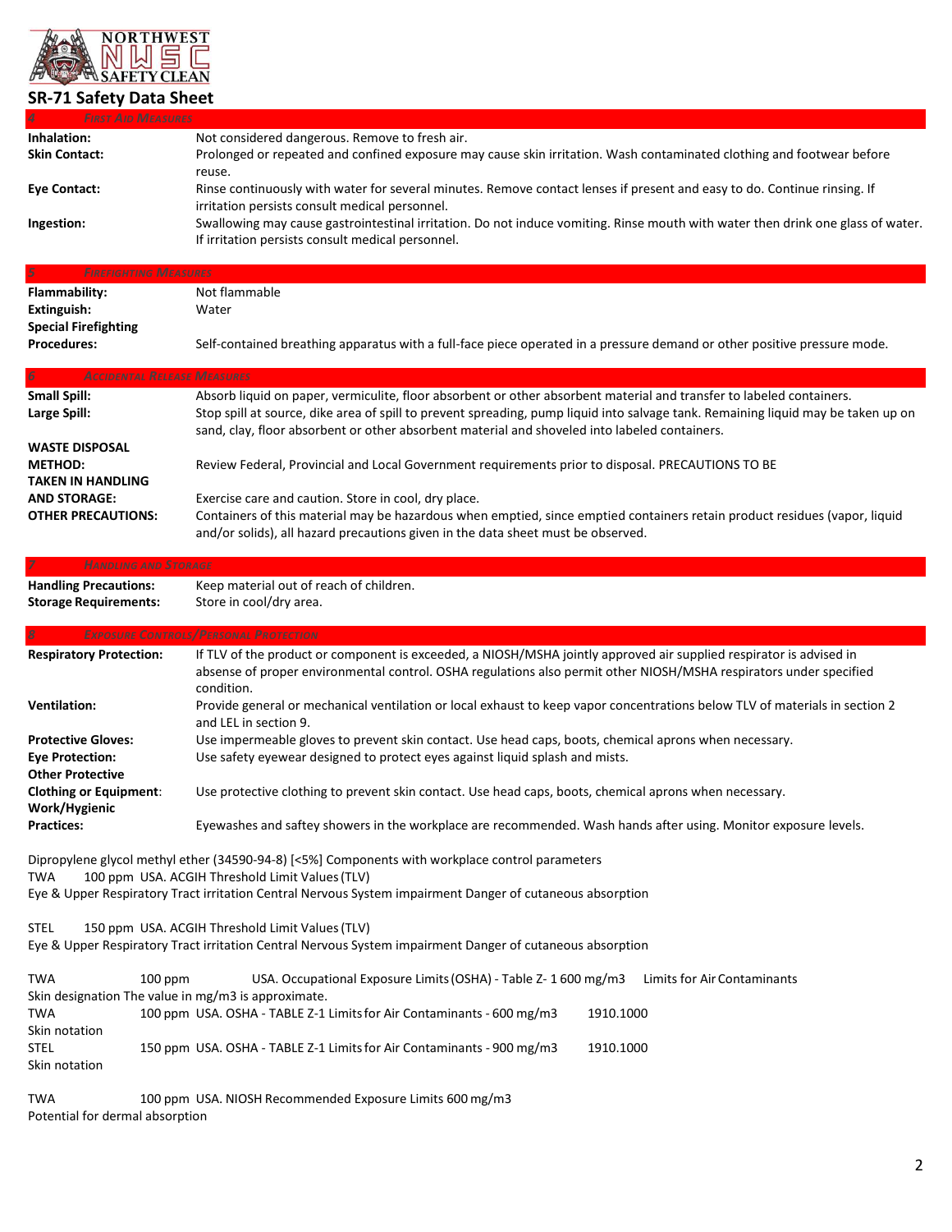NORTHWEST NWSC SAFETY CLEAN

## SR-71 Safety Data Sheet

### 4 First Aid Measures

**Inhalation:** Not considered dangerous. Remove to fresh air.

**Skin Contact:** Prolonged or repeated and confined exposure may cause skin irritation. Wash contaminated clothing and footwear before reuse.

**Eye Contact:** Rinse continuously with water for several minutes. Remove contact lenses if present and easy to do. Continue rinsing. If irritation persists consult medical personnel.

**Ingestion:** Swallowing may cause gastrointestinal irritation. Do not induce vomiting. Rinse mouth with water then drink one glass of water. If irritation persists consult medical personnel.

### 5 Firefighting Measures

**Flammability:** Not flammable

**Extinguish:** Water

**Special Firefighting Procedures:** Self-contained breathing apparatus with a full-face piece operated in a pressure demand or other positive pressure mode.

### 6 Accidental Release Measures

**Small Spill:** Absorb liquid on paper, vermiculite, floor absorbent or other absorbent material and transfer to labeled containers.

**Large Spill:** Stop spill at source, dike area of spill to prevent spreading, pump liquid into salvage tank. Remaining liquid may be taken up on sand, clay, floor absorbent or other absorbent material and shoveled into labeled containers.

**WASTE DISPOSAL METHOD:** Review Federal, Provincial and Local Government requirements prior to disposal. PRECAUTIONS TO BE

**TAKEN IN HANDLING AND STORAGE:** Exercise care and caution. Store in cool, dry place.

**OTHER PRECAUTIONS:** Containers of this material may be hazardous when emptied, since emptied containers retain product residues (vapor, liquid and/or solids), all hazard precautions given in the data sheet must be observed.

### 7 Handling and Storage

**Handling Precautions:** Keep material out of reach of children.

**Storage Requirements:** Store in cool/dry area.

### 8 Exposure Controls/Personal Protection

**Respiratory Protection:** If TLV of the product or component is exceeded, a NIOSH/MSHA jointly approved air supplied respirator is advised in absense of proper environmental control. OSHA regulations also permit other NIOSH/MSHA respirators under specified condition.

**Ventilation:** Provide general or mechanical ventilation or local exhaust to keep vapor concentrations below TLV of materials in section 2 and LEL in section 9.

**Protective Gloves:** Use impermeable gloves to prevent skin contact. Use head caps, boots, chemical aprons when necessary.

**Eye Protection:** Use safety eyewear designed to protect eyes against liquid splash and mists.

**Other Protective Clothing or Equipment:** Use protective clothing to prevent skin contact. Use head caps, boots, chemical aprons when necessary.

**Work/Hygienic Practices:** Eyewashes and saftey showers in the workplace are recommended. Wash hands after using. Monitor exposure levels.

Dipropylene glycol methyl ether (34590-94-8) [<5%] Components with workplace control parameters

TWA 100 ppm USA. ACGIH Threshold Limit Values (TLV)

Eye & Upper Respiratory Tract irritation Central Nervous System impairment Danger of cutaneous absorption

STEL 150 ppm USA. ACGIH Threshold Limit Values (TLV)

Eye & Upper Respiratory Tract irritation Central Nervous System impairment Danger of cutaneous absorption

TWA 100 ppm USA. Occupational Exposure Limits (OSHA) - Table Z- 1 600 mg/m3 Limits for Air Contaminants

Skin designation The value in mg/m3 is approximate.

TWA 100 ppm USA. OSHA - TABLE Z-1 Limits for Air Contaminants - 600 mg/m3 1910.1000

Skin notation

STEL 150 ppm USA. OSHA - TABLE Z-1 Limits for Air Contaminants - 900 mg/m3 1910.1000

Skin notation

TWA 100 ppm USA. NIOSH Recommended Exposure Limits 600 mg/m3

Potential for dermal absorption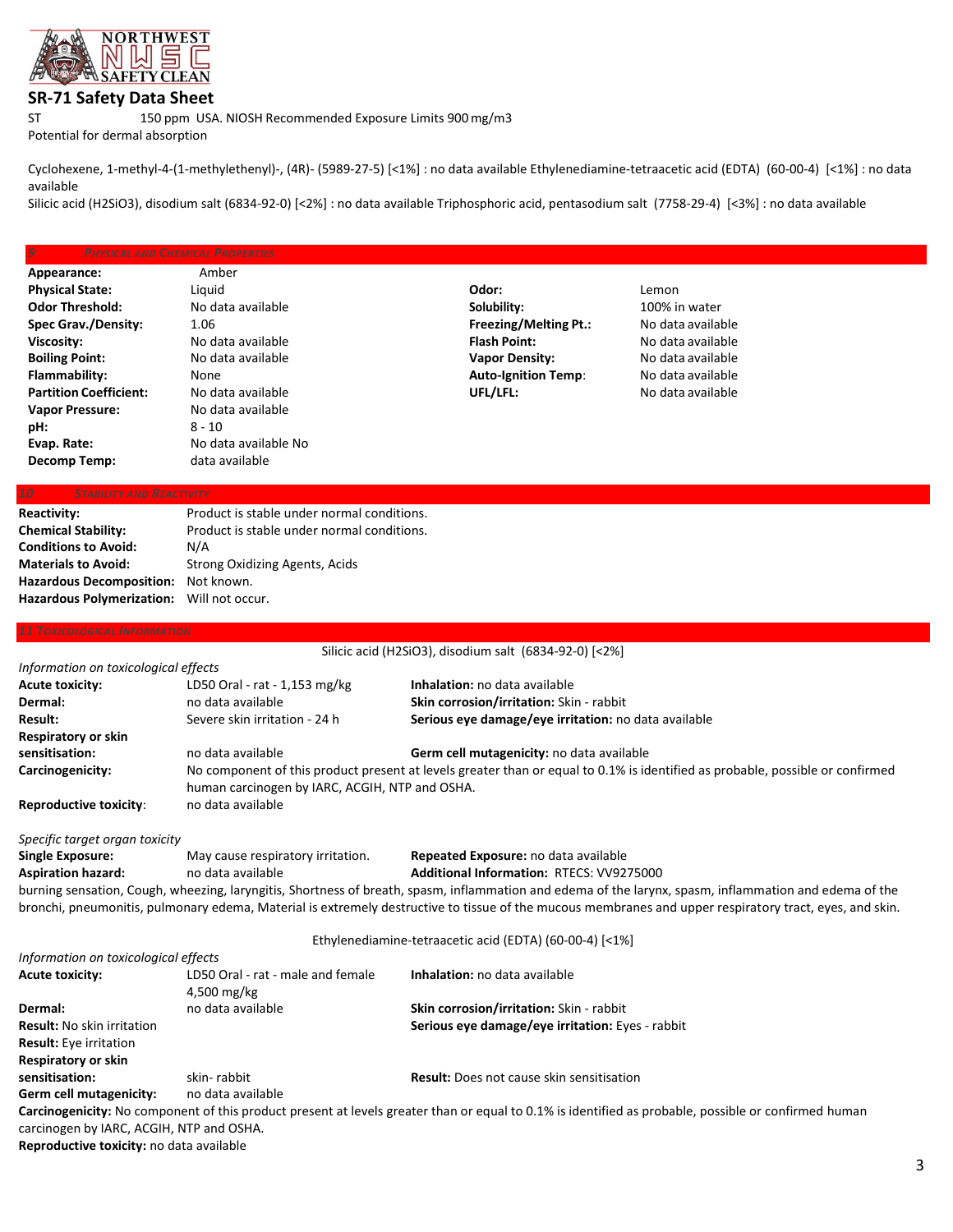ST 150 ppm USA. NIOSH Recommended Exposure Limits 900 mg/m3

Potential for dermal absorption

Cyclohexene, 1-methyl-4-(1-methylethenyl)-, (4R)- (5989-27-5) [<1%] : no data available Ethylenediamine-tetraacetic acid (EDTA) (60-00-4) [<1%] : no data available

Silicic acid (H2SiO3), disodium salt (6834-92-0) [<2%] : no data available Triphosphoric acid, pentasodium salt (7758-29-4) [<3%] : no data available

## 9 Physical and Chemical Properties

| | | | |
|---|---|---|---|
| **Appearance:** | Amber | | |
| **Physical State:** | Liquid | **Odor:** | Lemon |
| **Odor Threshold:** | No data available | **Solubility:** | 100% in water |
| **Spec Grav./Density:** | 1.06 | **Freezing/Melting Pt.:** | No data available |
| **Viscosity:** | No data available | **Flash Point:** | No data available |
| **Boiling Point:** | No data available | **Vapor Density:** | No data available |
| **Flammability:** | None | **Auto-Ignition Temp:** | No data available |
| **Partition Coefficient:** | No data available | **UFL/LFL:** | No data available |
| **Vapor Pressure:** | No data available | | |
| **pH:** | 8 - 10 | | |
| **Evap. Rate:** | No data available No | | |
| **Decomp Temp:** | data available | | |

## 10 Stability and Reactivity

| | |
|---|---|
| **Reactivity:** | Product is stable under normal conditions. |
| **Chemical Stability:** | Product is stable under normal conditions. |
| **Conditions to Avoid:** | N/A |
| **Materials to Avoid:** | Strong Oxidizing Agents, Acids |
| **Hazardous Decomposition:** | Not known. |
| **Hazardous Polymerization:** | Will not occur. |

## 11 Toxicological Information

Silicic acid (H2SiO3), disodium salt (6834-92-0) [<2%]

*Information on toxicological effects*

| | | |
|---|---|---|
| **Acute toxicity:** | LD50 Oral - rat - 1,153 mg/kg | **Inhalation:** no data available |
| **Dermal:** | no data available | **Skin corrosion/irritation:** Skin - rabbit |
| **Result:** | Severe skin irritation - 24 h | **Serious eye damage/eye irritation:** no data available |
| **Respiratory or skin sensitisation:** | no data available | **Germ cell mutagenicity:** no data available |
| **Carcinogenicity:** | No component of this product present at levels greater than or equal to 0.1% is identified as probable, possible or confirmed human carcinogen by IARC, ACGIH, NTP and OSHA. | |
| **Reproductive toxicity:** | no data available | |

*Specific target organ toxicity*

| | | |
|---|---|---|
| **Single Exposure:** | May cause respiratory irritation. | **Repeated Exposure:** no data available |
| **Aspiration hazard:** | no data available | **Additional Information:** RTECS: VV9275000 |

burning sensation, Cough, wheezing, laryngitis, Shortness of breath, spasm, inflammation and edema of the larynx, spasm, inflammation and edema of the bronchi, pneumonitis, pulmonary edema, Material is extremely destructive to tissue of the mucous membranes and upper respiratory tract, eyes, and skin.

Ethylenediamine-tetraacetic acid (EDTA) (60-00-4) [<1%]

*Information on toxicological effects*

| | | |
|---|---|---|
| **Acute toxicity:** | LD50 Oral - rat - male and female 4,500 mg/kg | **Inhalation:** no data available |
| **Dermal:** | no data available | **Skin corrosion/irritation:** Skin - rabbit |
| **Result:** No skin irritation | | **Serious eye damage/eye irritation:** Eyes - rabbit |
| **Result:** Eye irritation | | |
| **Respiratory or skin sensitisation:** | skin- rabbit | **Result:** Does not cause skin sensitisation |
| **Germ cell mutagenicity:** | no data available | |

**Carcinogenicity:** No component of this product present at levels greater than or equal to 0.1% is identified as probable, possible or confirmed human carcinogen by IARC, ACGIH, NTP and OSHA.

**Reproductive toxicity:** no data available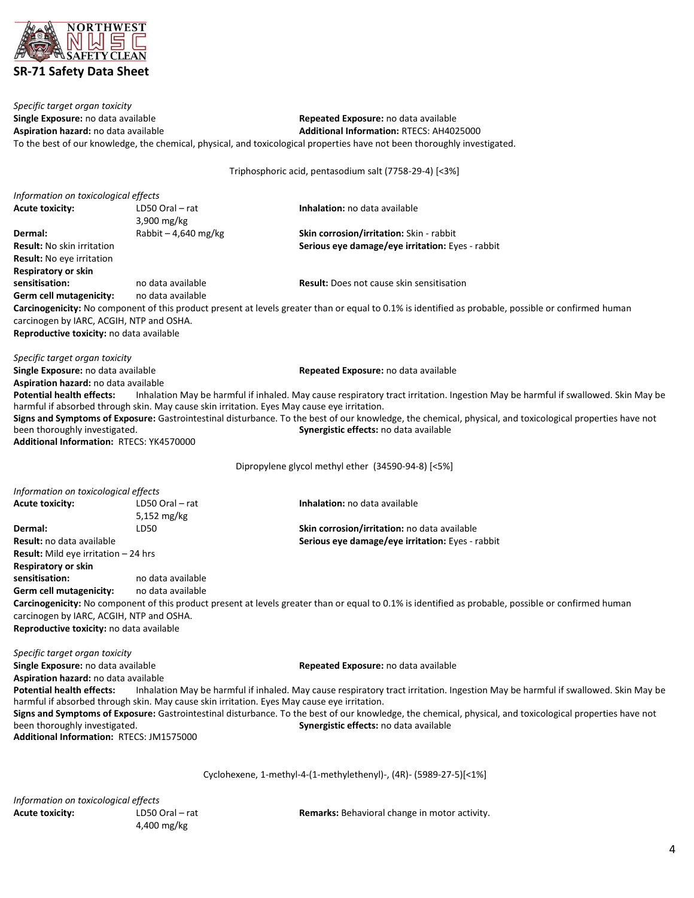*Specific target organ toxicity*

**Single Exposure:** no data available

**Repeated Exposure:** no data available

**Aspiration hazard:** no data available

**Additional Information:** RTECS: AH4025000

To the best of our knowledge, the chemical, physical, and toxicological properties have not been thoroughly investigated.

Triphosphoric acid, pentasodium salt (7758-29-4) [<3%]

*Information on toxicological effects*

**Acute toxicity:** LD50 Oral – rat 3,900 mg/kg

**Inhalation:** no data available

**Dermal:** Rabbit – 4,640 mg/kg

**Skin corrosion/irritation:** Skin - rabbit

**Result:** No skin irritation

**Serious eye damage/eye irritation:** Eyes - rabbit

**Result:** No eye irritation

**Respiratory or skin sensitisation:** no data available

**Result:** Does not cause skin sensitisation

**Germ cell mutagenicity:** no data available

**Carcinogenicity:** No component of this product present at levels greater than or equal to 0.1% is identified as probable, possible or confirmed human carcinogen by IARC, ACGIH, NTP and OSHA.

**Reproductive toxicity:** no data available

*Specific target organ toxicity*

**Single Exposure:** no data available

**Repeated Exposure:** no data available

**Aspiration hazard:** no data available

**Potential health effects:** Inhalation May be harmful if inhaled. May cause respiratory tract irritation. Ingestion May be harmful if swallowed. Skin May be harmful if absorbed through skin. May cause skin irritation. Eyes May cause eye irritation.

**Signs and Symptoms of Exposure:** Gastrointestinal disturbance. To the best of our knowledge, the chemical, physical, and toxicological properties have not been thoroughly investigated.

**Synergistic effects:** no data available

**Additional Information:** RTECS: YK4570000

Dipropylene glycol methyl ether (34590-94-8) [<5%]

*Information on toxicological effects*

**Acute toxicity:** LD50 Oral – rat 5,152 mg/kg

**Inhalation:** no data available

**Dermal:** LD50

**Skin corrosion/irritation:** no data available

**Result:** no data available

**Serious eye damage/eye irritation:** Eyes - rabbit

**Result:** Mild eye irritation – 24 hrs

**Respiratory or skin sensitisation:** no data available

**Germ cell mutagenicity:** no data available

**Carcinogenicity:** No component of this product present at levels greater than or equal to 0.1% is identified as probable, possible or confirmed human carcinogen by IARC, ACGIH, NTP and OSHA.

**Reproductive toxicity:** no data available

*Specific target organ toxicity*

**Single Exposure:** no data available

**Repeated Exposure:** no data available

**Aspiration hazard:** no data available

**Potential health effects:** Inhalation May be harmful if inhaled. May cause respiratory tract irritation. Ingestion May be harmful if swallowed. Skin May be harmful if absorbed through skin. May cause skin irritation. Eyes May cause eye irritation.

**Signs and Symptoms of Exposure:** Gastrointestinal disturbance. To the best of our knowledge, the chemical, physical, and toxicological properties have not been thoroughly investigated.

**Synergistic effects:** no data available

**Additional Information:** RTECS: JM1575000

Cyclohexene, 1-methyl-4-(1-methylethenyl)-, (4R)- (5989-27-5)[<1%]

*Information on toxicological effects*

**Acute toxicity:** LD50 Oral – rat 4,400 mg/kg

**Remarks:** Behavioral change in motor activity.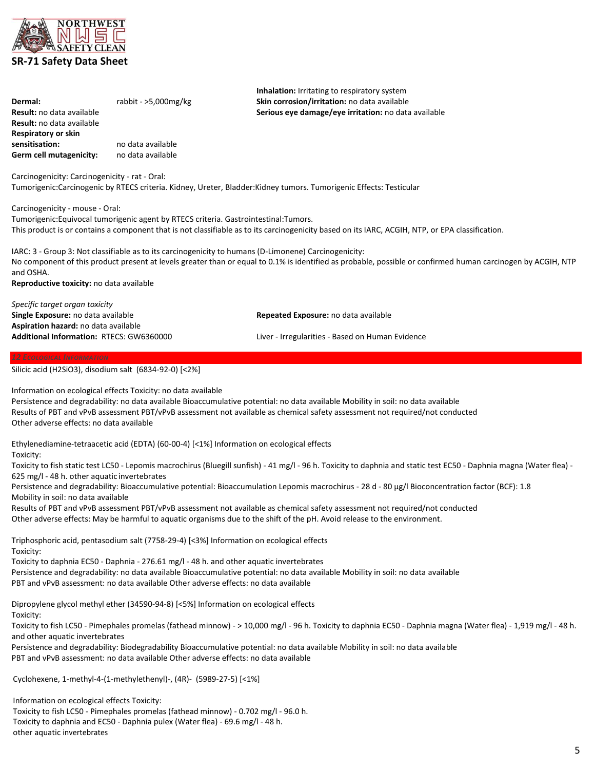**Dermal:** rabbit - >5,000mg/kg

**Result:** no data available

**Result:** no data available

**Respiratory or skin sensitisation:** no data available

**Germ cell mutagenicity:** no data available

**Inhalation:** Irritating to respiratory system

**Skin corrosion/irritation:** no data available

**Serious eye damage/eye irritation:** no data available

Carcinogenicity: Carcinogenicity - rat - Oral:
Tumorigenic:Carcinogenic by RTECS criteria. Kidney, Ureter, Bladder:Kidney tumors. Tumorigenic Effects: Testicular

Carcinogenicity - mouse - Oral:
Tumorigenic:Equivocal tumorigenic agent by RTECS criteria. Gastrointestinal:Tumors.
This product is or contains a component that is not classifiable as to its carcinogenicity based on its IARC, ACGIH, NTP, or EPA classification.

IARC: 3 - Group 3: Not classifiable as to its carcinogenicity to humans (D-Limonene) Carcinogenicity:
No component of this product present at levels greater than or equal to 0.1% is identified as probable, possible or confirmed human carcinogen by ACGIH, NTP and OSHA.

**Reproductive toxicity:** no data available

*Specific target organ toxicity*

**Single Exposure:** no data available

**Repeated Exposure:** no data available

**Aspiration hazard:** no data available

**Additional Information:** RTECS: GW6360000

Liver - Irregularities - Based on Human Evidence

## 12 Ecological Information

Silicic acid ($H_2SiO_3$), disodium salt (6834-92-0) [<2%]

Information on ecological effects Toxicity: no data available
Persistence and degradability: no data available Bioaccumulative potential: no data available Mobility in soil: no data available
Results of PBT and vPvB assessment PBT/vPvB assessment not available as chemical safety assessment not required/not conducted
Other adverse effects: no data available

Ethylenediamine-tetraacetic acid (EDTA) (60-00-4) [<1%] Information on ecological effects
Toxicity:
Toxicity to fish static test LC50 - Lepomis macrochirus (Bluegill sunfish) - 41 mg/l - 96 h. Toxicity to daphnia and static test EC50 - Daphnia magna (Water flea) - 625 mg/l - 48 h. other aquatic invertebrates
Persistence and degradability: Bioaccumulative potential: Bioaccumulation Lepomis macrochirus - 28 d - 80 µg/l Bioconcentration factor (BCF): 1.8
Mobility in soil: no data available
Results of PBT and vPvB assessment PBT/vPvB assessment not available as chemical safety assessment not required/not conducted
Other adverse effects: May be harmful to aquatic organisms due to the shift of the pH. Avoid release to the environment.

Triphosphoric acid, pentasodium salt (7758-29-4) [<3%] Information on ecological effects
Toxicity:
Toxicity to daphnia EC50 - Daphnia - 276.61 mg/l - 48 h. and other aquatic invertebrates
Persistence and degradability: no data available Bioaccumulative potential: no data available Mobility in soil: no data available
PBT and vPvB assessment: no data available Other adverse effects: no data available

Dipropylene glycol methyl ether (34590-94-8) [<5%] Information on ecological effects
Toxicity:
Toxicity to fish LC50 - Pimephales promelas (fathead minnow) - > 10,000 mg/l - 96 h. Toxicity to daphnia EC50 - Daphnia magna (Water flea) - 1,919 mg/l - 48 h. and other aquatic invertebrates
Persistence and degradability: Biodegradability Bioaccumulative potential: no data available Mobility in soil: no data available
PBT and vPvB assessment: no data available Other adverse effects: no data available

Cyclohexene, 1-methyl-4-(1-methylethenyl)-, (4R)- (5989-27-5) [<1%]

Information on ecological effects Toxicity:
Toxicity to fish LC50 - Pimephales promelas (fathead minnow) - 0.702 mg/l - 96.0 h.
Toxicity to daphnia and EC50 - Daphnia pulex (Water flea) - 69.6 mg/l - 48 h.
other aquatic invertebrates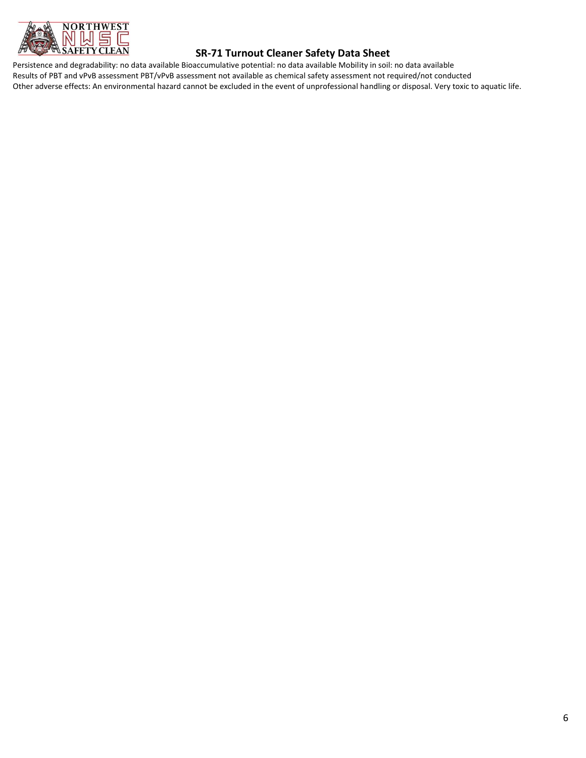Persistence and degradability: no data available Bioaccumulative potential: no data available Mobility in soil: no data available

Results of PBT and vPvB assessment PBT/vPvB assessment not available as chemical safety assessment not required/not conducted

Other adverse effects: An environmental hazard cannot be excluded in the event of unprofessional handling or disposal. Very toxic to aquatic life.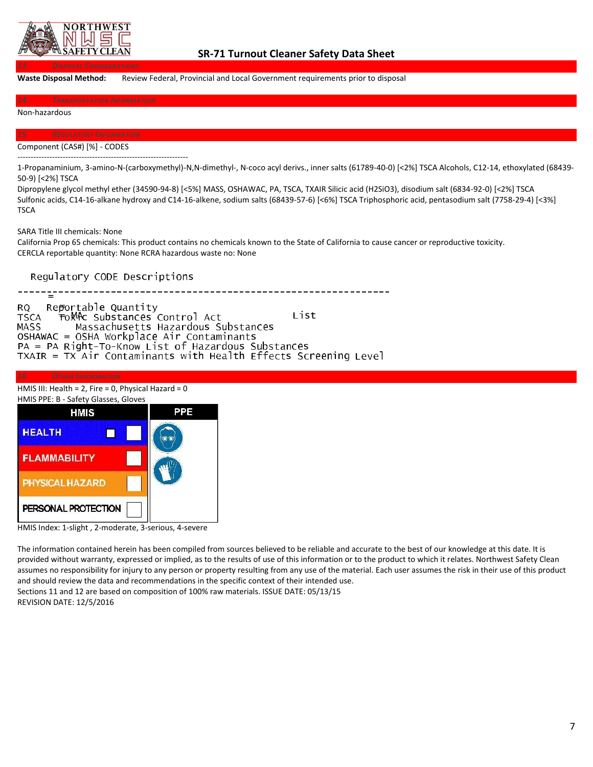**SR-71 Turnout Cleaner Safety Data Sheet**

## 13 Disposal Considerations

**Waste Disposal Method:** Review Federal, Provincial and Local Government requirements prior to disposal

## 14 Transportation Information

Non-hazardous

## 15 Regulatory Information

Component (CAS#) [%] - CODES

----------------------------------------------------------------

1-Propanaminium, 3-amino-N-(carboxymethyl)-N,N-dimethyl-, N-coco acyl derivs., inner salts (61789-40-0) [<2%] TSCA Alcohols, C12-14, ethoxylated (68439-50-9) [<2%] TSCA

Dipropylene glycol methyl ether (34590-94-8) [<5%] MASS, OSHAWAC, PA, TSCA, TXAIR Silicic acid ($H_2SiO_3$), disodium salt (6834-92-0) [<2%] TSCA

Sulfonic acids, C14-16-alkane hydroxy and C14-16-alkene, sodium salts (68439-57-6) [<6%] TSCA Triphosphoric acid, pentasodium salt (7758-29-4) [<3%] TSCA

SARA Title III chemicals: None

California Prop 65 chemicals: This product contains no chemicals known to the State of California to cause cancer or reproductive toxicity.

CERCLA reportable quantity: None RCRA hazardous waste no: None

Regulatory CODE Descriptions

----------------------------------------------------------------

RQ = Reportable Quantity
TSCA = Toxic Substances Control Act List
MASS = MA Massachusetts Hazardous Substances
OSHAWAC = OSHA Workplace Air Contaminants
PA = PA Right-To-Know List of Hazardous Substances
TXAIR = TX Air Contaminants with Health Effects Screening Level

## 16 Other Information

HMIS III: Health = 2, Fire = 0, Physical Hazard = 0

HMIS PPE: B - Safety Glasses, Gloves

| HMIS | | PPE |
|---|---|---|
| HEALTH | | Safety Glasses |
| FLAMMABILITY | | Gloves |
| PHYSICAL HAZARD | | |
| PERSONAL PROTECTION | | |

HMIS Index: 1-slight , 2-moderate, 3-serious, 4-severe

The information contained herein has been compiled from sources believed to be reliable and accurate to the best of our knowledge at this date. It is provided without warranty, expressed or implied, as to the results of use of this information or to the product to which it relates. Northwest Safety Clean assumes no responsibility for injury to any person or property resulting from any use of the material. Each user assumes the risk in their use of this product and should review the data and recommendations in the specific context of their intended use.

Sections 11 and 12 are based on composition of 100% raw materials. ISSUE DATE: 05/13/15

REVISION DATE: 12/5/2016